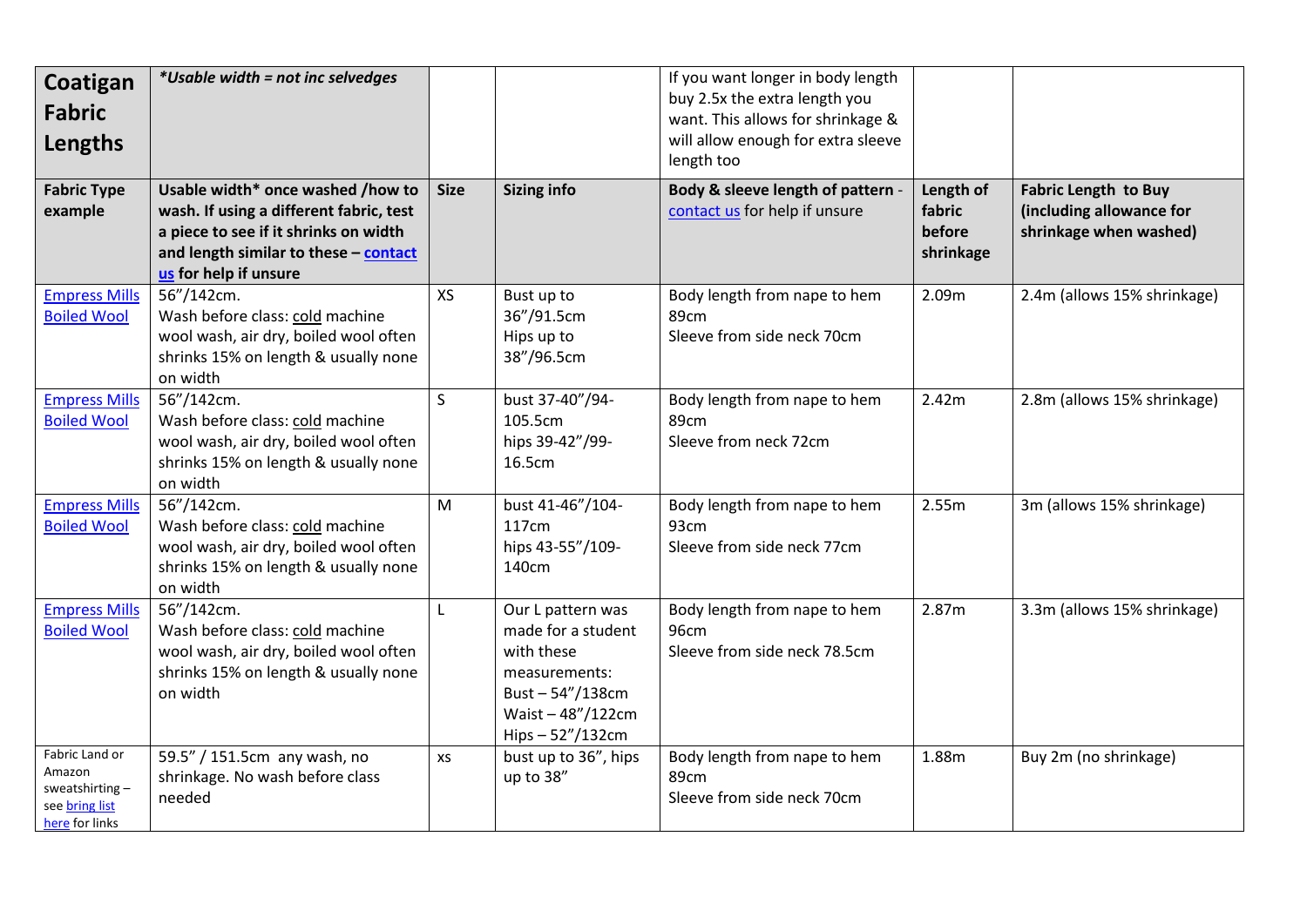| **Coatigan Fabric Lengths** | ***Usable width = not inc selvedges*** | | | If you want longer in body length buy 2.5x the extra length you want. This allows for shrinkage & will allow enough for extra sleeve length too | | |
|---|---|---|---|---|---|---|
| **Fabric Type example** | **Usable width* once washed /how to wash. If using a different fabric, test a piece to see if it shrinks on width and length similar to these – contact us for help if unsure** | **Size** | **Sizing info** | **Body & sleeve length of pattern** - contact us for help if unsure | **Length of fabric before shrinkage** | **Fabric Length to Buy (including allowance for shrinkage when washed)** |
| Empress Mills Boiled Wool | 56"/142cm. Wash before class: cold machine wool wash, air dry, boiled wool often shrinks 15% on length & usually none on width | XS | Bust up to 36"/91.5cm Hips up to 38"/96.5cm | Body length from nape to hem 89cm Sleeve from side neck 70cm | 2.09m | 2.4m (allows 15% shrinkage) |
| Empress Mills Boiled Wool | 56"/142cm. Wash before class: cold machine wool wash, air dry, boiled wool often shrinks 15% on length & usually none on width | S | bust 37-40"/94-105.5cm hips 39-42"/99-16.5cm | Body length from nape to hem 89cm Sleeve from neck 72cm | 2.42m | 2.8m (allows 15% shrinkage) |
| Empress Mills Boiled Wool | 56"/142cm. Wash before class: cold machine wool wash, air dry, boiled wool often shrinks 15% on length & usually none on width | M | bust 41-46"/104-117cm hips 43-55"/109-140cm | Body length from nape to hem 93cm Sleeve from side neck 77cm | 2.55m | 3m (allows 15% shrinkage) |
| Empress Mills Boiled Wool | 56"/142cm. Wash before class: cold machine wool wash, air dry, boiled wool often shrinks 15% on length & usually none on width | L | Our L pattern was made for a student with these measurements: Bust – 54"/138cm Waist – 48"/122cm Hips – 52"/132cm | Body length from nape to hem 96cm Sleeve from side neck 78.5cm | 2.87m | 3.3m (allows 15% shrinkage) |
| Fabric Land or Amazon sweatshirting – see bring list here for links | 59.5" / 151.5cm any wash, no shrinkage. No wash before class needed | xs | bust up to 36", hips up to 38" | Body length from nape to hem 89cm Sleeve from side neck 70cm | 1.88m | Buy 2m (no shrinkage) |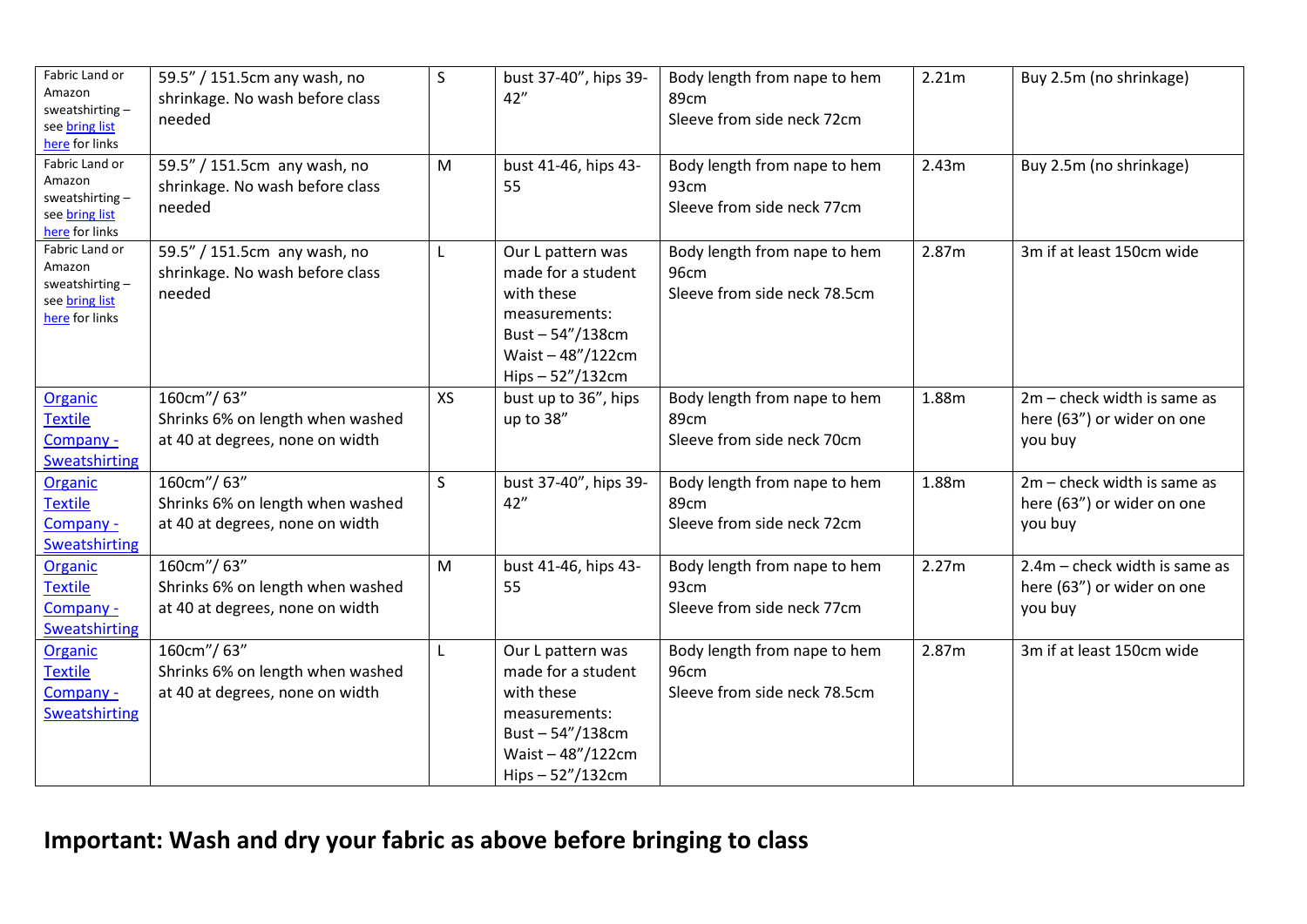| | | | | | | |
|---|---|---|---|---|---|---|
| Fabric Land or Amazon sweatshirting – see bring list here for links | 59.5" / 151.5cm any wash, no shrinkage. No wash before class needed | S | bust 37-40", hips 39-42" | Body length from nape to hem 89cm<br>Sleeve from side neck 72cm | 2.21m | Buy 2.5m (no shrinkage) |
| Fabric Land or Amazon sweatshirting – see bring list here for links | 59.5" / 151.5cm any wash, no shrinkage. No wash before class needed | M | bust 41-46, hips 43-55 | Body length from nape to hem 93cm<br>Sleeve from side neck 77cm | 2.43m | Buy 2.5m (no shrinkage) |
| Fabric Land or Amazon sweatshirting – see bring list here for links | 59.5" / 151.5cm any wash, no shrinkage. No wash before class needed | L | Our L pattern was made for a student with these measurements:<br>Bust – 54"/138cm<br>Waist – 48"/122cm<br>Hips – 52"/132cm | Body length from nape to hem 96cm<br>Sleeve from side neck 78.5cm | 2.87m | 3m if at least 150cm wide |
| Organic Textile Company - Sweatshirting | 160cm"/ 63"<br>Shrinks 6% on length when washed at 40 at degrees, none on width | XS | bust up to 36", hips up to 38" | Body length from nape to hem 89cm<br>Sleeve from side neck 70cm | 1.88m | 2m – check width is same as here (63") or wider on one you buy |
| Organic Textile Company - Sweatshirting | 160cm"/ 63"<br>Shrinks 6% on length when washed at 40 at degrees, none on width | S | bust 37-40", hips 39-42" | Body length from nape to hem 89cm<br>Sleeve from side neck 72cm | 1.88m | 2m – check width is same as here (63") or wider on one you buy |
| Organic Textile Company - Sweatshirting | 160cm"/ 63"<br>Shrinks 6% on length when washed at 40 at degrees, none on width | M | bust 41-46, hips 43-55 | Body length from nape to hem 93cm<br>Sleeve from side neck 77cm | 2.27m | 2.4m – check width is same as here (63") or wider on one you buy |
| Organic Textile Company - Sweatshirting | 160cm"/ 63"<br>Shrinks 6% on length when washed at 40 at degrees, none on width | L | Our L pattern was made for a student with these measurements:<br>Bust – 54"/138cm<br>Waist – 48"/122cm<br>Hips – 52"/132cm | Body length from nape to hem 96cm<br>Sleeve from side neck 78.5cm | 2.87m | 3m if at least 150cm wide |

## Important: Wash and dry your fabric as above before bringing to class